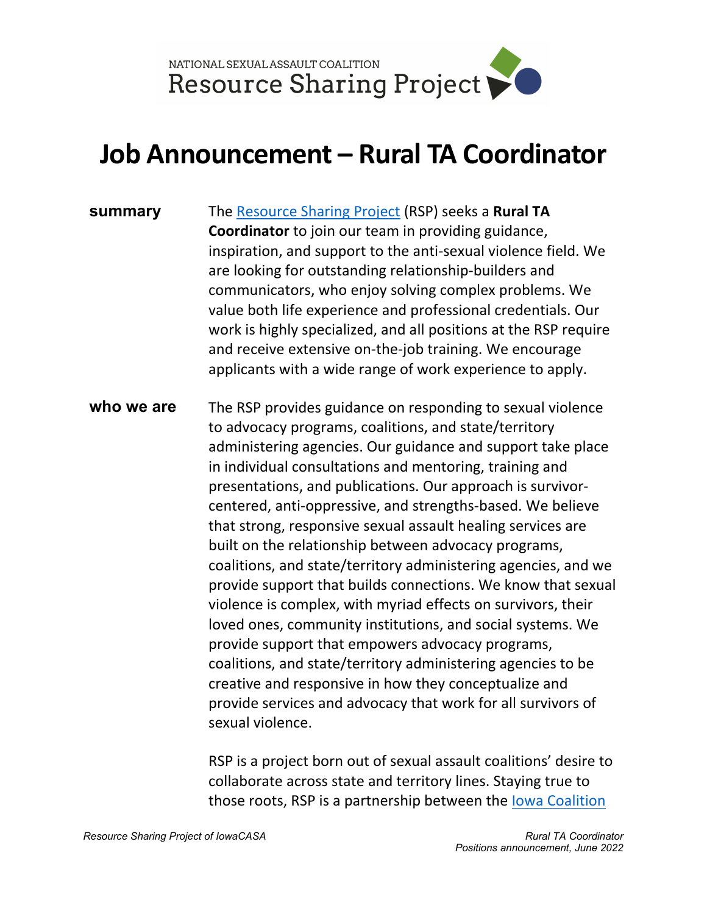NATIONAL SEXUAL ASSAULT COALITION
Resource Sharing Project

# Job Announcement – Rural TA Coordinator

**summary**

The Resource Sharing Project (RSP) seeks a **Rural TA Coordinator** to join our team in providing guidance, inspiration, and support to the anti-sexual violence field. We are looking for outstanding relationship-builders and communicators, who enjoy solving complex problems. We value both life experience and professional credentials. Our work is highly specialized, and all positions at the RSP require and receive extensive on-the-job training. We encourage applicants with a wide range of work experience to apply.

**who we are**

The RSP provides guidance on responding to sexual violence to advocacy programs, coalitions, and state/territory administering agencies. Our guidance and support take place in individual consultations and mentoring, training and presentations, and publications. Our approach is survivor-centered, anti-oppressive, and strengths-based. We believe that strong, responsive sexual assault healing services are built on the relationship between advocacy programs, coalitions, and state/territory administering agencies, and we provide support that builds connections. We know that sexual violence is complex, with myriad effects on survivors, their loved ones, community institutions, and social systems. We provide support that empowers advocacy programs, coalitions, and state/territory administering agencies to be creative and responsive in how they conceptualize and provide services and advocacy that work for all survivors of sexual violence.

RSP is a project born out of sexual assault coalitions' desire to collaborate across state and territory lines. Staying true to those roots, RSP is a partnership between the Iowa Coalition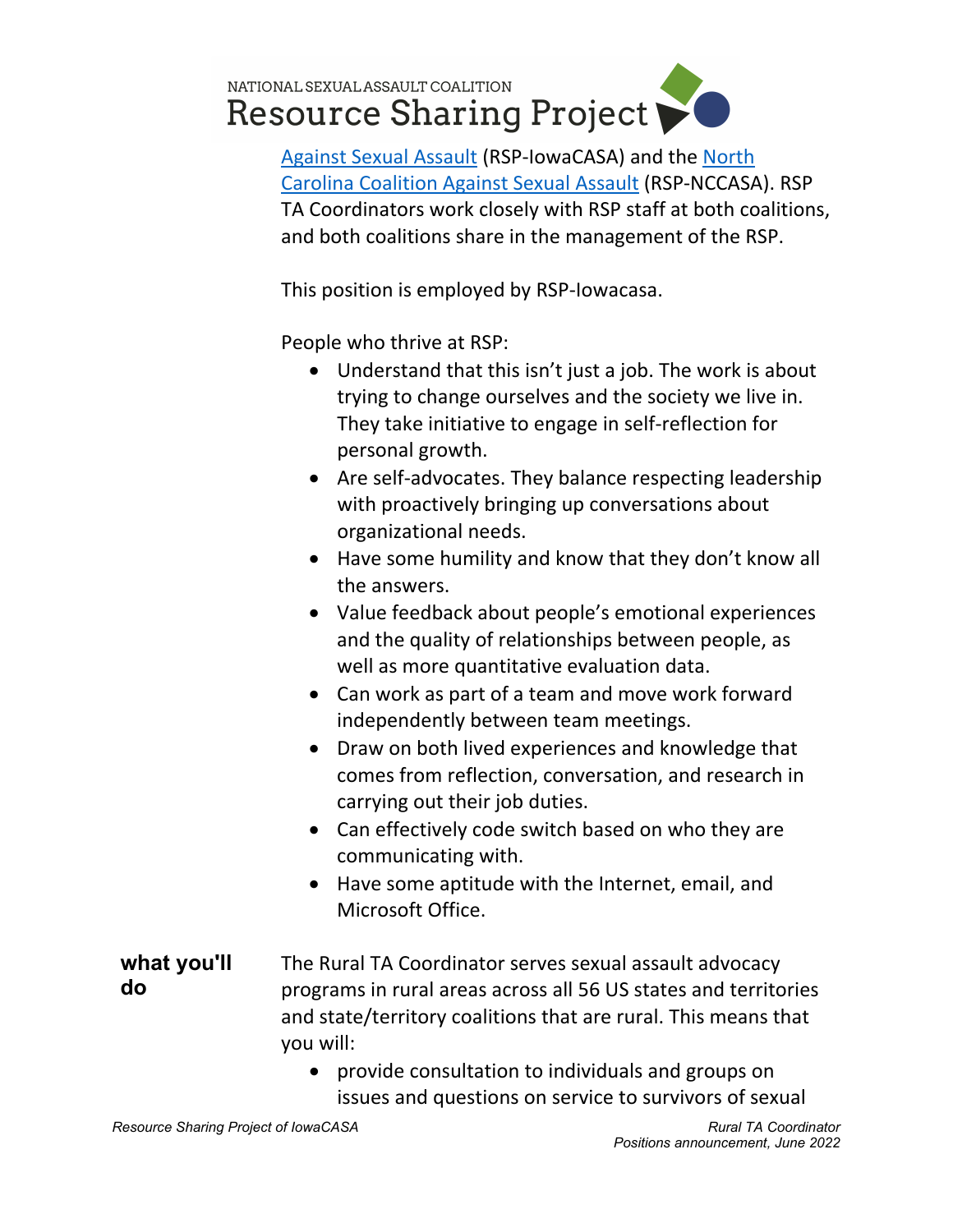[Against Sexual Assault](#) (RSP-IowaCASA) and the [North Carolina Coalition Against Sexual Assault](#) (RSP-NCCASA). RSP TA Coordinators work closely with RSP staff at both coalitions, and both coalitions share in the management of the RSP.

This position is employed by RSP-Iowacasa.

People who thrive at RSP:

- Understand that this isn't just a job. The work is about trying to change ourselves and the society we live in. They take initiative to engage in self-reflection for personal growth.
- Are self-advocates. They balance respecting leadership with proactively bringing up conversations about organizational needs.
- Have some humility and know that they don't know all the answers.
- Value feedback about people's emotional experiences and the quality of relationships between people, as well as more quantitative evaluation data.
- Can work as part of a team and move work forward independently between team meetings.
- Draw on both lived experiences and knowledge that comes from reflection, conversation, and research in carrying out their job duties.
- Can effectively code switch based on who they are communicating with.
- Have some aptitude with the Internet, email, and Microsoft Office.

**what you'll do**

The Rural TA Coordinator serves sexual assault advocacy programs in rural areas across all 56 US states and territories and state/territory coalitions that are rural. This means that you will:

- provide consultation to individuals and groups on issues and questions on service to survivors of sexual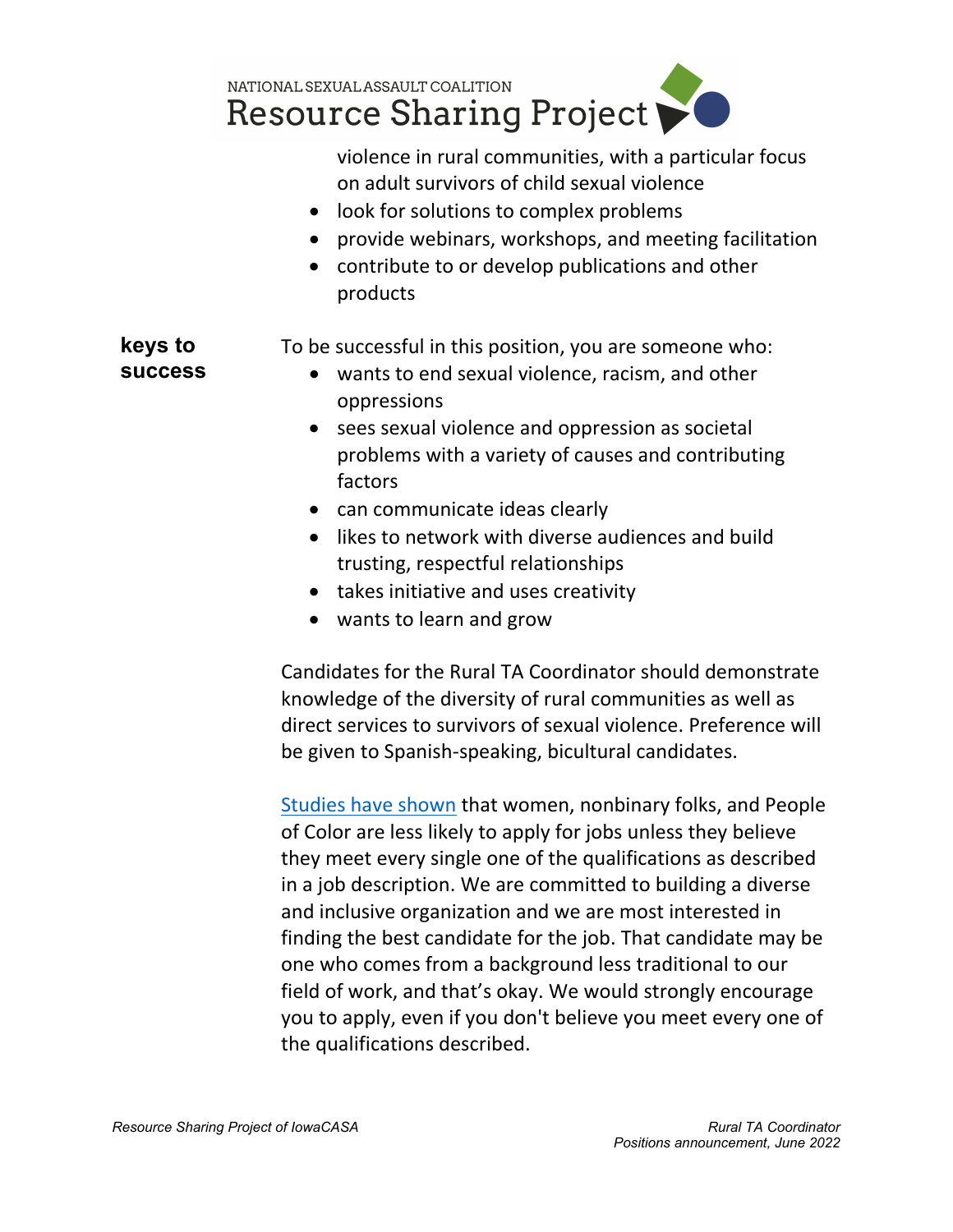violence in rural communities, with a particular focus on adult survivors of child sexual violence

- look for solutions to complex problems
- provide webinars, workshops, and meeting facilitation
- contribute to or develop publications and other products

**keys to success**

To be successful in this position, you are someone who:

- wants to end sexual violence, racism, and other oppressions
- sees sexual violence and oppression as societal problems with a variety of causes and contributing factors
- can communicate ideas clearly
- likes to network with diverse audiences and build trusting, respectful relationships
- takes initiative and uses creativity
- wants to learn and grow

Candidates for the Rural TA Coordinator should demonstrate knowledge of the diversity of rural communities as well as direct services to survivors of sexual violence. Preference will be given to Spanish-speaking, bicultural candidates.

Studies have shown that women, nonbinary folks, and People of Color are less likely to apply for jobs unless they believe they meet every single one of the qualifications as described in a job description. We are committed to building a diverse and inclusive organization and we are most interested in finding the best candidate for the job. That candidate may be one who comes from a background less traditional to our field of work, and that's okay. We would strongly encourage you to apply, even if you don't believe you meet every one of the qualifications described.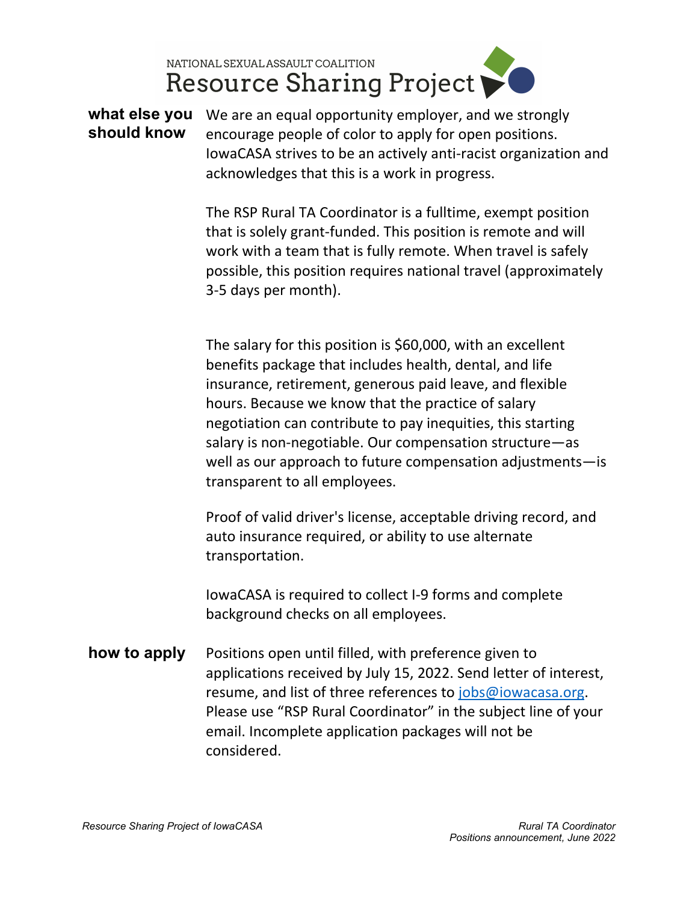## what else you should know

We are an equal opportunity employer, and we strongly encourage people of color to apply for open positions. IowaCASA strives to be an actively anti-racist organization and acknowledges that this is a work in progress.

The RSP Rural TA Coordinator is a fulltime, exempt position that is solely grant-funded. This position is remote and will work with a team that is fully remote. When travel is safely possible, this position requires national travel (approximately 3-5 days per month).

The salary for this position is $60,000, with an excellent benefits package that includes health, dental, and life insurance, retirement, generous paid leave, and flexible hours. Because we know that the practice of salary negotiation can contribute to pay inequities, this starting salary is non-negotiable. Our compensation structure—as well as our approach to future compensation adjustments—is transparent to all employees.

Proof of valid driver's license, acceptable driving record, and auto insurance required, or ability to use alternate transportation.

IowaCASA is required to collect I-9 forms and complete background checks on all employees.

## how to apply

Positions open until filled, with preference given to applications received by July 15, 2022. Send letter of interest, resume, and list of three references to jobs@iowacasa.org. Please use "RSP Rural Coordinator" in the subject line of your email. Incomplete application packages will not be considered.